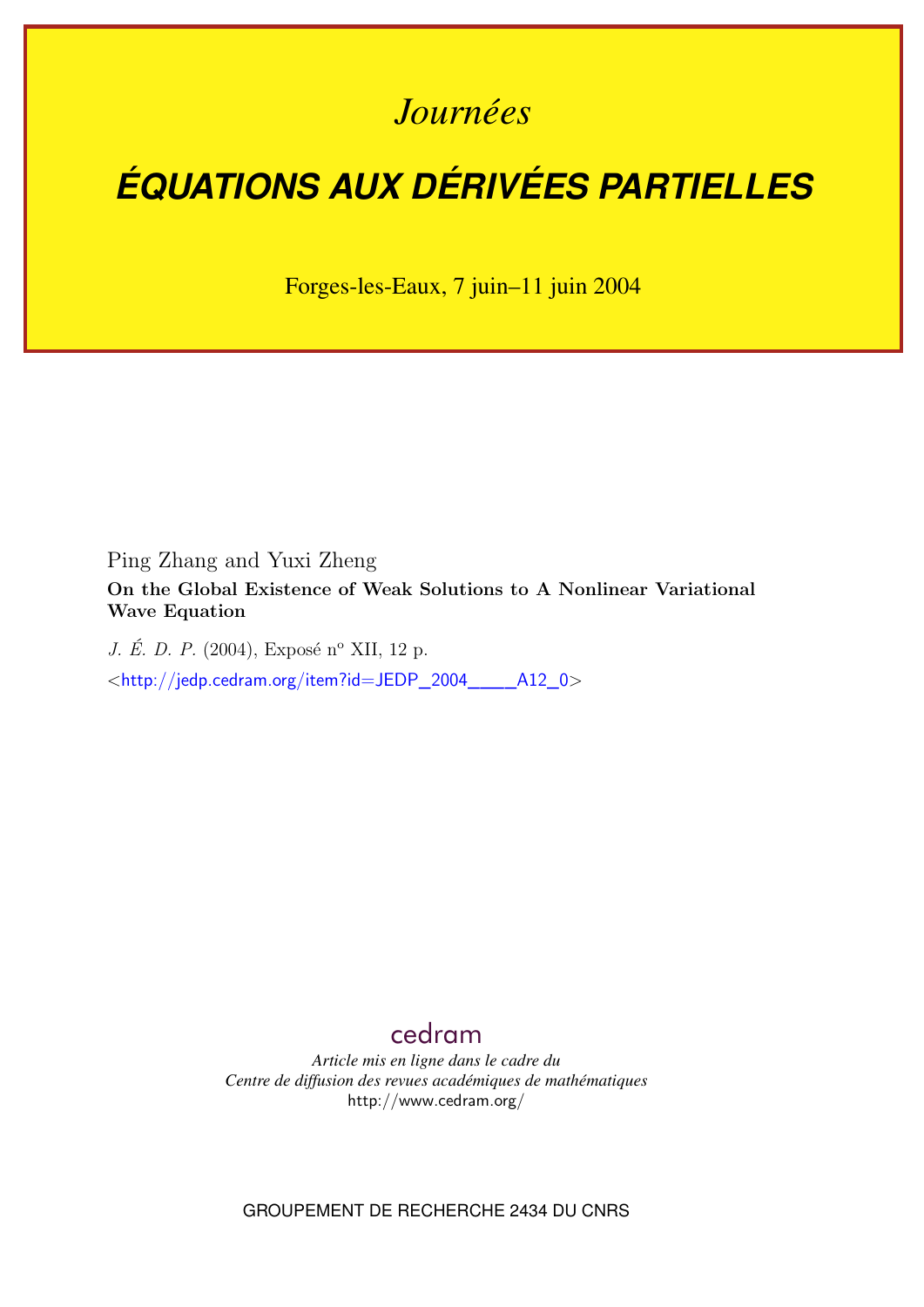*Journées*

# ÉQUATIONS AUX DÉRIVÉES PARTIELLES

Forges-les-Eaux, 7 juin–11 juin 2004

Ping Zhang and Yuxi Zheng

**On the Global Existence of Weak Solutions to A Nonlinear Variational Wave Equation**

*J. É. D. P.* (2004), Exposé n° XII, 12 p.

<http://jedp.cedram.org/item?id=JEDP_2004____A12_0>

cedram

*Article mis en ligne dans le cadre du*
*Centre de diffusion des revues académiques de mathématiques*
http://www.cedram.org/

GROUPEMENT DE RECHERCHE 2434 DU CNRS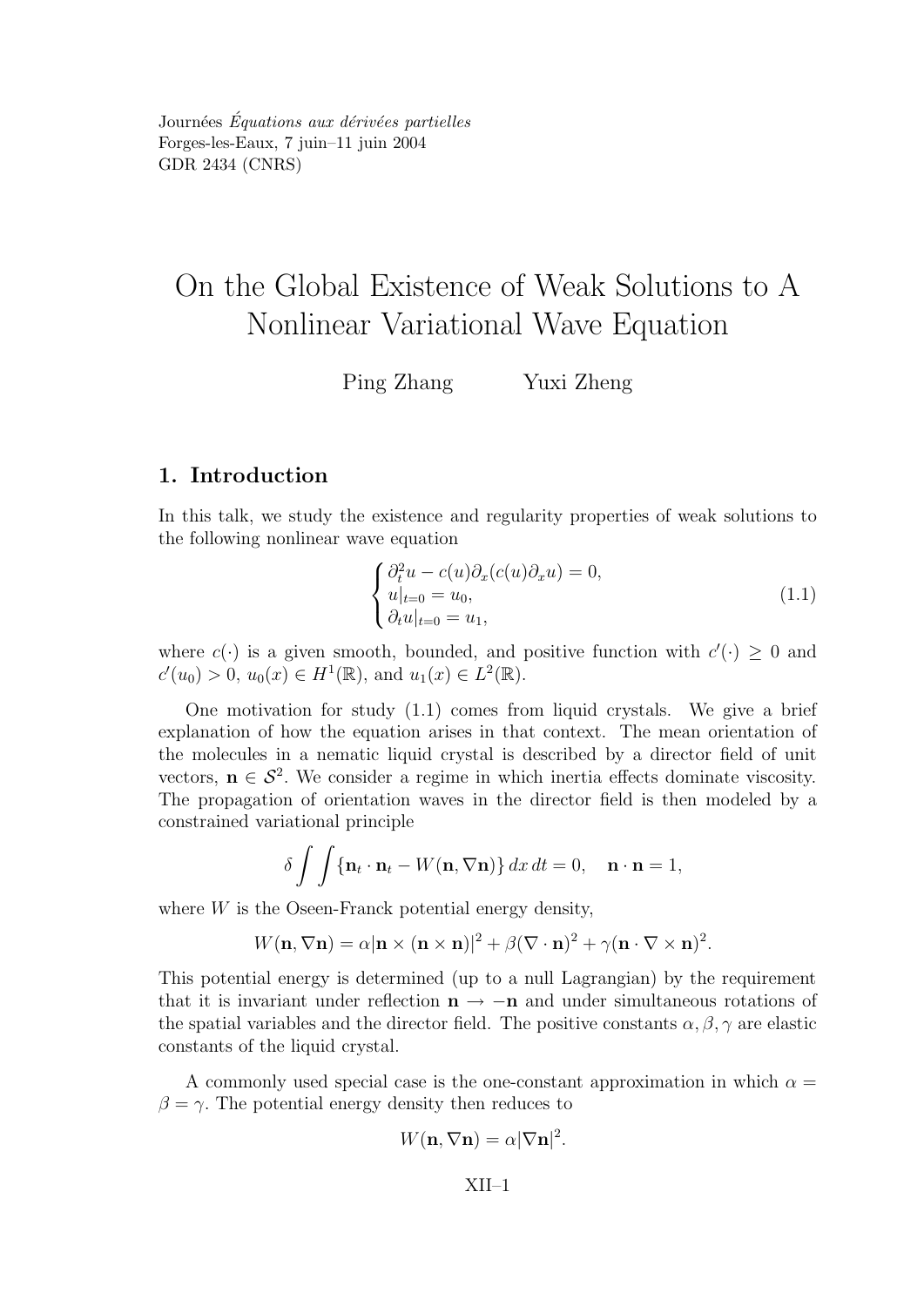Journées *Équations aux dérivées partielles*
Forges-les-Eaux, 7 juin–11 juin 2004
GDR 2434 (CNRS)

# On the Global Existence of Weak Solutions to A Nonlinear Variational Wave Equation

Ping Zhang Yuxi Zheng

## 1. Introduction

In this talk, we study the existence and regularity properties of weak solutions to the following nonlinear wave equation

$$
\begin{cases}
\partial_t^2 u - c(u)\partial_x(c(u)\partial_x u) = 0, \\
u|_{t=0} = u_0, \\
\partial_t u|_{t=0} = u_1,
\end{cases}
\tag{1.1}
$$

where $c(\cdot)$ is a given smooth, bounded, and positive function with $c'(\cdot) \geq 0$ and $c'(u_0) > 0$, $u_0(x) \in H^1(\mathbb{R})$, and $u_1(x) \in L^2(\mathbb{R})$.

One motivation for study (1.1) comes from liquid crystals. We give a brief explanation of how the equation arises in that context. The mean orientation of the molecules in a nematic liquid crystal is described by a director field of unit vectors, $\mathbf{n} \in \mathcal{S}^2$. We consider a regime in which inertia effects dominate viscosity. The propagation of orientation waves in the director field is then modeled by a constrained variational principle

$$
\delta \int\int \{\mathbf{n}_t \cdot \mathbf{n}_t - W(\mathbf{n}, \nabla \mathbf{n})\}\, dx\, dt = 0, \quad \mathbf{n} \cdot \mathbf{n} = 1,
$$

where $W$ is the Oseen-Franck potential energy density,

$$
W(\mathbf{n}, \nabla \mathbf{n}) = \alpha |\mathbf{n} \times (\mathbf{n} \times \mathbf{n})|^2 + \beta (\nabla \cdot \mathbf{n})^2 + \gamma (\mathbf{n} \cdot \nabla \times \mathbf{n})^2.
$$

This potential energy is determined (up to a null Lagrangian) by the requirement that it is invariant under reflection $\mathbf{n} \to -\mathbf{n}$ and under simultaneous rotations of the spatial variables and the director field. The positive constants $\alpha, \beta, \gamma$ are elastic constants of the liquid crystal.

A commonly used special case is the one-constant approximation in which $\alpha = \beta = \gamma$. The potential energy density then reduces to

$$
W(\mathbf{n}, \nabla \mathbf{n}) = \alpha |\nabla \mathbf{n}|^2.
$$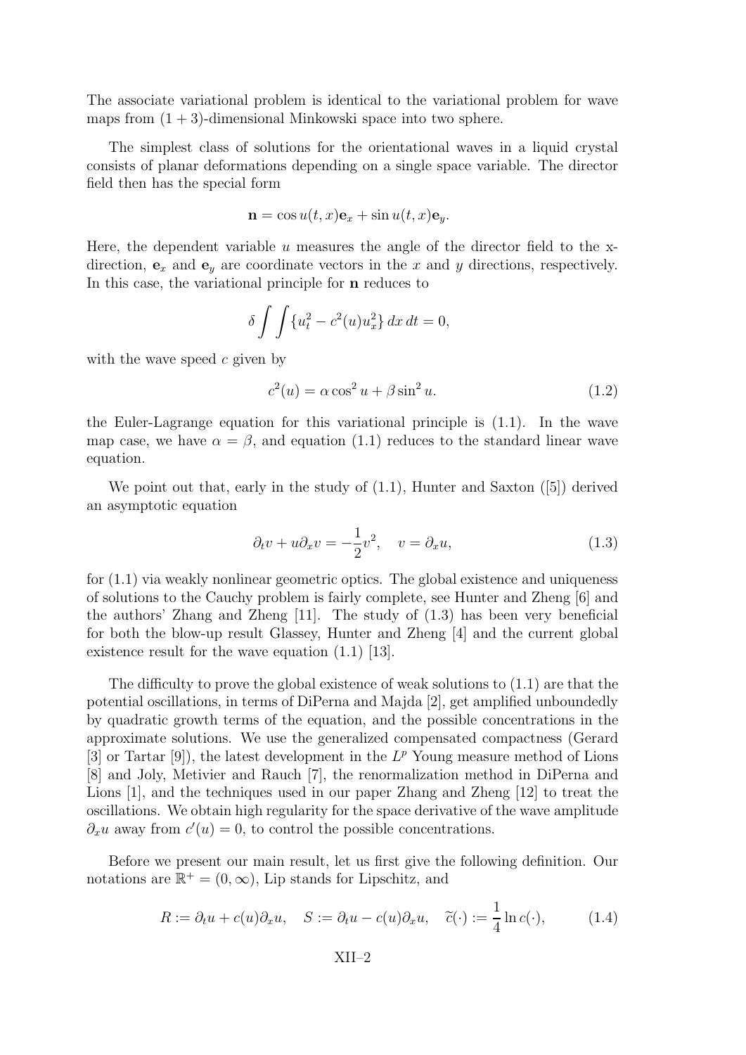The associate variational problem is identical to the variational problem for wave maps from $(1+3)$-dimensional Minkowski space into two sphere.

The simplest class of solutions for the orientational waves in a liquid crystal consists of planar deformations depending on a single space variable. The director field then has the special form

$$\mathbf{n} = \cos u(t,x)\mathbf{e}_x + \sin u(t,x)\mathbf{e}_y.$$

Here, the dependent variable $u$ measures the angle of the director field to the x-direction, $\mathbf{e}_x$ and $\mathbf{e}_y$ are coordinate vectors in the $x$ and $y$ directions, respectively. In this case, the variational principle for $\mathbf{n}$ reduces to

$$\delta \int\int \{u_t^2 - c^2(u)u_x^2\}\, dx\, dt = 0,$$

with the wave speed $c$ given by

$$c^2(u) = \alpha \cos^2 u + \beta \sin^2 u. \tag{1.2}$$

the Euler-Lagrange equation for this variational principle is (1.1). In the wave map case, we have $\alpha = \beta$, and equation (1.1) reduces to the standard linear wave equation.

We point out that, early in the study of (1.1), Hunter and Saxton ([5]) derived an asymptotic equation

$$\partial_t v + u\partial_x v = -\frac{1}{2}v^2, \quad v = \partial_x u, \tag{1.3}$$

for (1.1) via weakly nonlinear geometric optics. The global existence and uniqueness of solutions to the Cauchy problem is fairly complete, see Hunter and Zheng [6] and the authors' Zhang and Zheng [11]. The study of (1.3) has been very beneficial for both the blow-up result Glassey, Hunter and Zheng [4] and the current global existence result for the wave equation (1.1) [13].

The difficulty to prove the global existence of weak solutions to (1.1) are that the potential oscillations, in terms of DiPerna and Majda [2], get amplified unboundedly by quadratic growth terms of the equation, and the possible concentrations in the approximate solutions. We use the generalized compensated compactness (Gerard [3] or Tartar [9]), the latest development in the $L^p$ Young measure method of Lions [8] and Joly, Metivier and Rauch [7], the renormalization method in DiPerna and Lions [1], and the techniques used in our paper Zhang and Zheng [12] to treat the oscillations. We obtain high regularity for the space derivative of the wave amplitude $\partial_x u$ away from $c'(u) = 0$, to control the possible concentrations.

Before we present our main result, let us first give the following definition. Our notations are $\mathbb{R}^+ = (0, \infty)$, Lip stands for Lipschitz, and

$$R := \partial_t u + c(u)\partial_x u, \quad S := \partial_t u - c(u)\partial_x u, \quad \widetilde{c}(\cdot) := \frac{1}{4}\ln c(\cdot), \tag{1.4}$$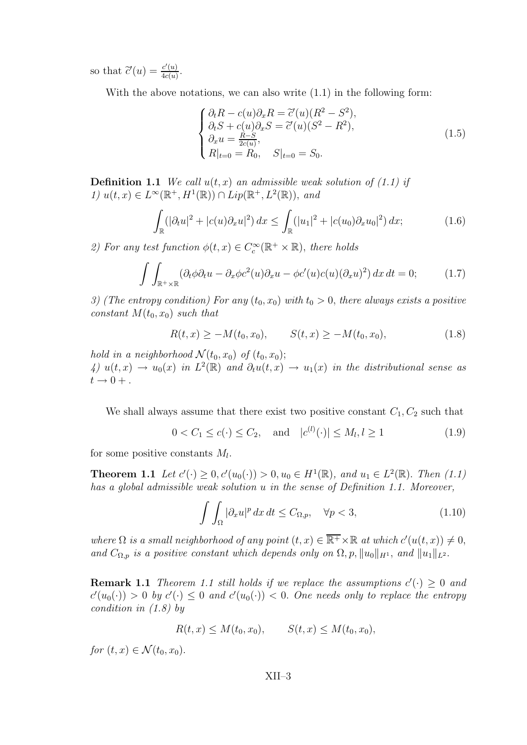so that $\widetilde{c}'(u) = \frac{c'(u)}{4c(u)}$.

With the above notations, we can also write (1.1) in the following form:

$$
\begin{cases}
\partial_t R - c(u)\partial_x R = \widetilde{c}'(u)(R^2 - S^2), \\
\partial_t S + c(u)\partial_x S = \widetilde{c}'(u)(S^2 - R^2), \\
\partial_x u = \frac{R-S}{2c(u)}, \\
R|_{t=0} = R_0, \quad S|_{t=0} = S_0.
\end{cases}
\tag{1.5}
$$

**Definition 1.1** *We call $u(t,x)$ an admissible weak solution of (1.1) if*
*1) $u(t,x) \in L^\infty(\mathbb{R}^+, H^1(\mathbb{R})) \cap Lip(\mathbb{R}^+, L^2(\mathbb{R}))$, and*

$$
\int_{\mathbb{R}} (|\partial_t u|^2 + |c(u)\partial_x u|^2)\, dx \le \int_{\mathbb{R}} (|u_1|^2 + |c(u_0)\partial_x u_0|^2)\, dx; \tag{1.6}
$$

*2) For any test function $\phi(t,x) \in C_c^\infty(\mathbb{R}^+ \times \mathbb{R})$, there holds*

$$
\int\int_{\mathbb{R}^+ \times \mathbb{R}} (\partial_t \phi \partial_t u - \partial_x \phi c^2(u) \partial_x u - \phi c'(u) c(u) (\partial_x u)^2)\, dx\, dt = 0; \tag{1.7}
$$

*3) (The entropy condition) For any $(t_0, x_0)$ with $t_0 > 0$, there always exists a positive constant $M(t_0, x_0)$ such that*

$$
R(t,x) \ge -M(t_0,x_0), \qquad S(t,x) \ge -M(t_0,x_0), \tag{1.8}
$$

*hold in a neighborhood $\mathcal{N}(t_0,x_0)$ of $(t_0,x_0)$;*
*4) $u(t,x) \to u_0(x)$ in $L^2(\mathbb{R})$ and $\partial_t u(t,x) \to u_1(x)$ in the distributional sense as $t \to 0+$.*

We shall always assume that there exist two positive constant $C_1, C_2$ such that

$$
0 < C_1 \le c(\cdot) \le C_2, \quad \text{and} \quad |c^{(l)}(\cdot)| \le M_l, l \ge 1 \tag{1.9}
$$

for some positive constants $M_l$.

**Theorem 1.1** *Let $c'(\cdot) \ge 0, c'(u_0(\cdot)) > 0, u_0 \in H^1(\mathbb{R})$, and $u_1 \in L^2(\mathbb{R})$. Then (1.1) has a global admissible weak solution $u$ in the sense of Definition 1.1. Moreover,*

$$
\int\int_{\Omega} |\partial_x u|^p\, dx\, dt \le C_{\Omega,p}, \quad \forall p < 3, \tag{1.10}
$$

*where $\Omega$ is a small neighborhood of any point $(t,x) \in \overline{\mathbb{R}^+} \times \mathbb{R}$ at which $c'(u(t,x)) \neq 0$, and $C_{\Omega,p}$ is a positive constant which depends only on $\Omega, p, \|u_0\|_{H^1}$, and $\|u_1\|_{L^2}$.*

**Remark 1.1** *Theorem 1.1 still holds if we replace the assumptions $c'(\cdot) \ge 0$ and $c'(u_0(\cdot)) > 0$ by $c'(\cdot) \le 0$ and $c'(u_0(\cdot)) < 0$. One needs only to replace the entropy condition in (1.8) by*

$$
R(t,x) \le M(t_0,x_0), \qquad S(t,x) \le M(t_0,x_0),
$$

*for $(t,x) \in \mathcal{N}(t_0,x_0)$.*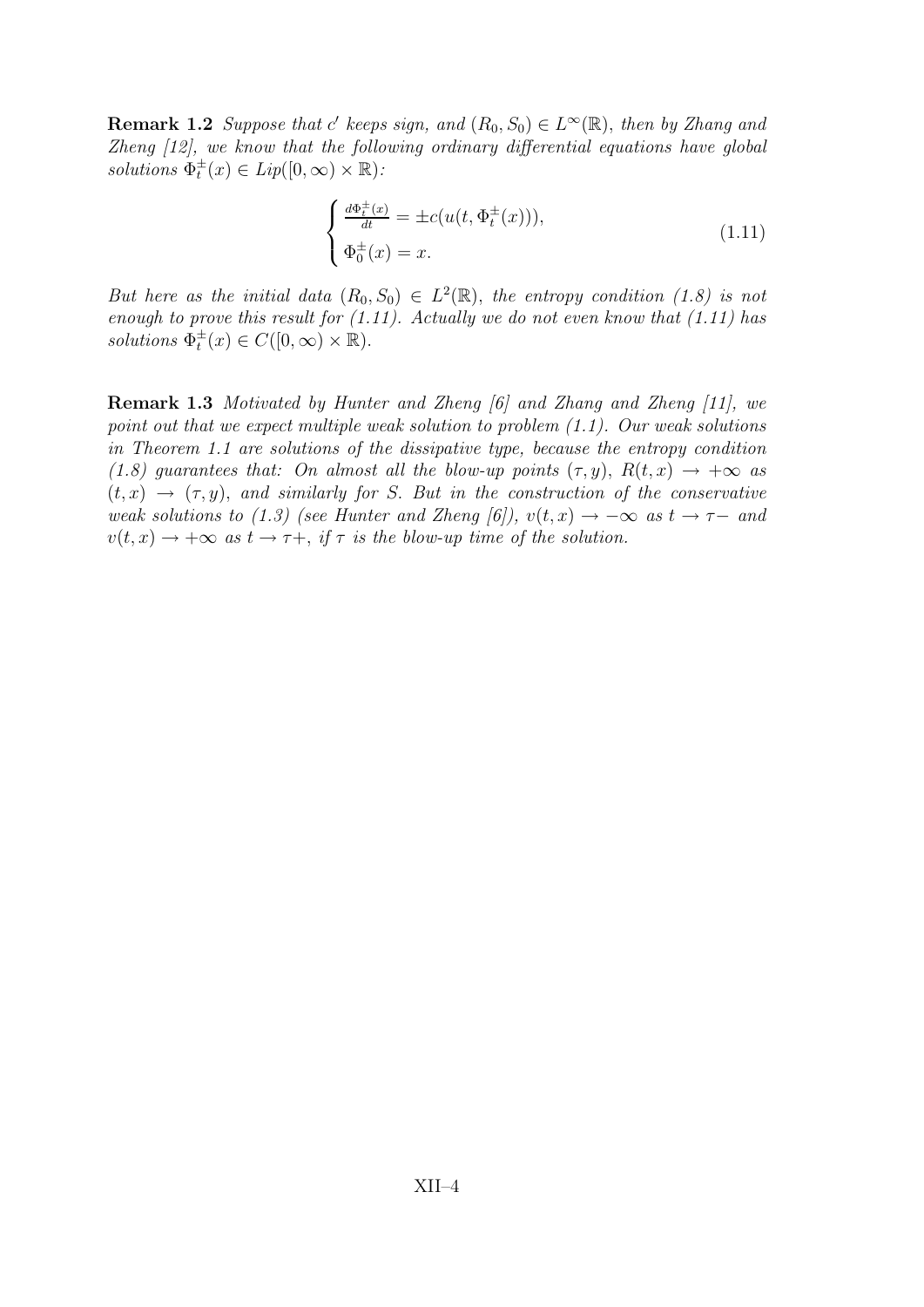**Remark 1.2** *Suppose that $c'$ keeps sign, and $(R_0, S_0) \in L^\infty(\mathbb{R})$, then by Zhang and Zheng [12], we know that the following ordinary differential equations have global solutions $\Phi_t^\pm(x) \in Lip([0,\infty) \times \mathbb{R})$:*

$$
\begin{cases}
\frac{d\Phi_t^\pm(x)}{dt} = \pm c(u(t, \Phi_t^\pm(x))), \\
\Phi_0^\pm(x) = x.
\end{cases}
\tag{1.11}
$$

*But here as the initial data $(R_0, S_0) \in L^2(\mathbb{R})$, the entropy condition (1.8) is not enough to prove this result for (1.11). Actually we do not even know that (1.11) has solutions $\Phi_t^\pm(x) \in C([0,\infty) \times \mathbb{R})$.*

**Remark 1.3** *Motivated by Hunter and Zheng [6] and Zhang and Zheng [11], we point out that we expect multiple weak solution to problem (1.1). Our weak solutions in Theorem 1.1 are solutions of the dissipative type, because the entropy condition (1.8) guarantees that: On almost all the blow-up points $(\tau, y)$, $R(t,x) \to +\infty$ as $(t,x) \to (\tau, y)$, and similarly for $S$. But in the construction of the conservative weak solutions to (1.3) (see Hunter and Zheng [6]), $v(t,x) \to -\infty$ as $t \to \tau-$ and $v(t,x) \to +\infty$ as $t \to \tau+$, if $\tau$ is the blow-up time of the solution.*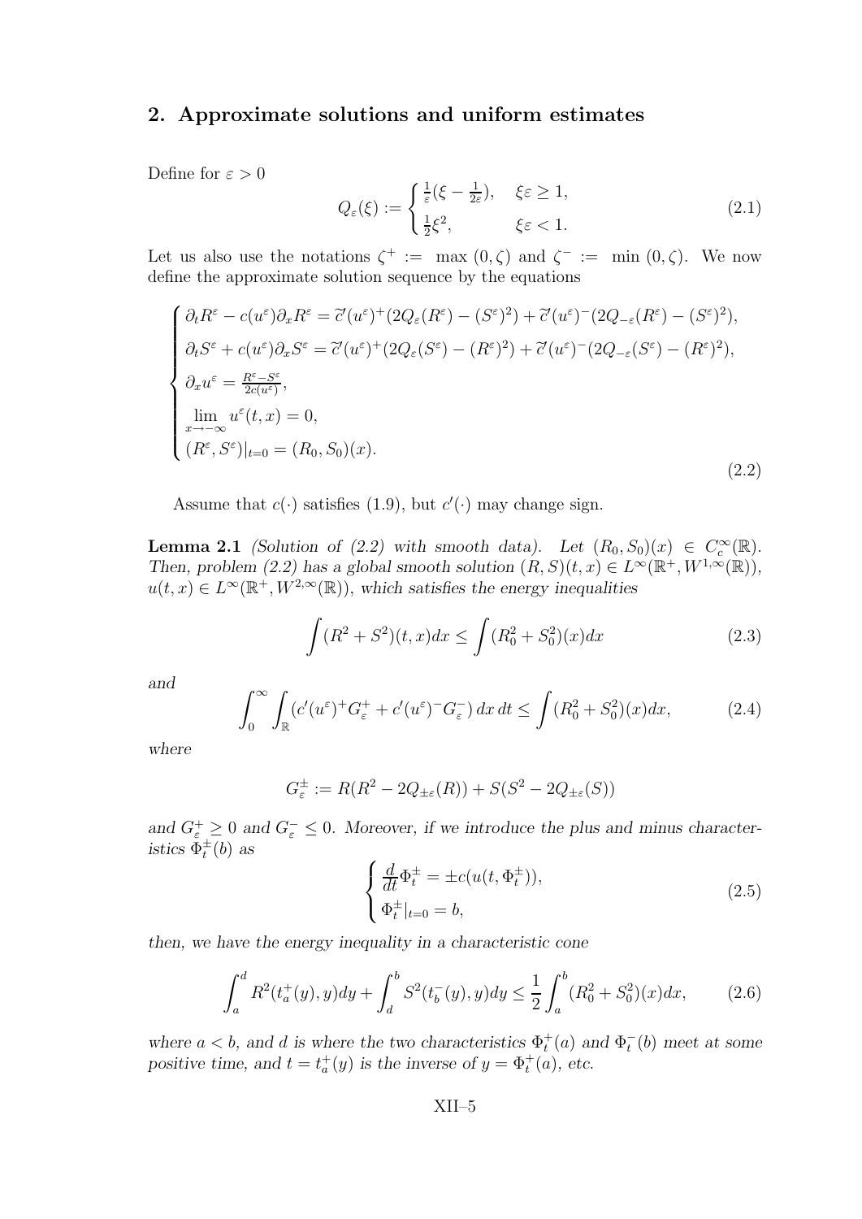## 2. Approximate solutions and uniform estimates

Define for $\varepsilon > 0$

$$
Q_\varepsilon(\xi) := \begin{cases} \frac{1}{\varepsilon}(\xi - \frac{1}{2\varepsilon}), & \xi\varepsilon \ge 1, \\ \frac{1}{2}\xi^2, & \xi\varepsilon < 1. \end{cases} \tag{2.1}
$$

Let us also use the notations $\zeta^+ := \max(0, \zeta)$ and $\zeta^- := \min(0, \zeta)$. We now define the approximate solution sequence by the equations

$$
\begin{cases} \partial_t R^\varepsilon - c(u^\varepsilon)\partial_x R^\varepsilon = \widetilde{c}'(u^\varepsilon)^+(2Q_\varepsilon(R^\varepsilon) - (S^\varepsilon)^2) + \widetilde{c}'(u^\varepsilon)^-(2Q_{-\varepsilon}(R^\varepsilon) - (S^\varepsilon)^2), \\ \partial_t S^\varepsilon + c(u^\varepsilon)\partial_x S^\varepsilon = \widetilde{c}'(u^\varepsilon)^+(2Q_\varepsilon(S^\varepsilon) - (R^\varepsilon)^2) + \widetilde{c}'(u^\varepsilon)^-(2Q_{-\varepsilon}(S^\varepsilon) - (R^\varepsilon)^2), \\ \partial_x u^\varepsilon = \frac{R^\varepsilon - S^\varepsilon}{2c(u^\varepsilon)}, \\ \lim\limits_{x\to-\infty} u^\varepsilon(t,x) = 0, \\ (R^\varepsilon, S^\varepsilon)|_{t=0} = (R_0, S_0)(x). \end{cases} \tag{2.2}
$$

Assume that $c(\cdot)$ satisfies (1.9), but $c'(\cdot)$ may change sign.

**Lemma 2.1** *(Solution of (2.2) with smooth data). Let $(R_0, S_0)(x) \in C_c^\infty(\mathbb{R})$. Then, problem (2.2) has a global smooth solution $(R,S)(t,x) \in L^\infty(\mathbb{R}^+, W^{1,\infty}(\mathbb{R}))$, $u(t,x) \in L^\infty(\mathbb{R}^+, W^{2,\infty}(\mathbb{R}))$, which satisfies the energy inequalities*

$$
\int (R^2 + S^2)(t,x)dx \le \int (R_0^2 + S_0^2)(x)dx \tag{2.3}
$$

*and*

$$
\int_0^\infty \int_{\mathbb{R}} (c'(u^\varepsilon)^+ G_\varepsilon^+ + c'(u^\varepsilon)^- G_\varepsilon^-)\,dx\,dt \le \int (R_0^2 + S_0^2)(x)dx, \tag{2.4}
$$

*where*

$$
G_\varepsilon^\pm := R(R^2 - 2Q_{\pm\varepsilon}(R)) + S(S^2 - 2Q_{\pm\varepsilon}(S))
$$

*and $G_\varepsilon^+ \ge 0$ and $G_\varepsilon^- \le 0$. Moreover, if we introduce the plus and minus characteristics $\Phi_t^\pm(b)$ as*

$$
\begin{cases} \frac{d}{dt}\Phi_t^\pm = \pm c(u(t, \Phi_t^\pm)), \\ \Phi_t^\pm|_{t=0} = b, \end{cases} \tag{2.5}
$$

*then, we have the energy inequality in a characteristic cone*

$$
\int_a^d R^2(t_a^+(y), y)dy + \int_d^b S^2(t_b^-(y), y)dy \le \frac{1}{2}\int_a^b (R_0^2 + S_0^2)(x)dx, \tag{2.6}
$$

*where $a < b$, and $d$ is where the two characteristics $\Phi_t^+(a)$ and $\Phi_t^-(b)$ meet at some positive time, and $t = t_a^+(y)$ is the inverse of $y = \Phi_t^+(a)$, etc.*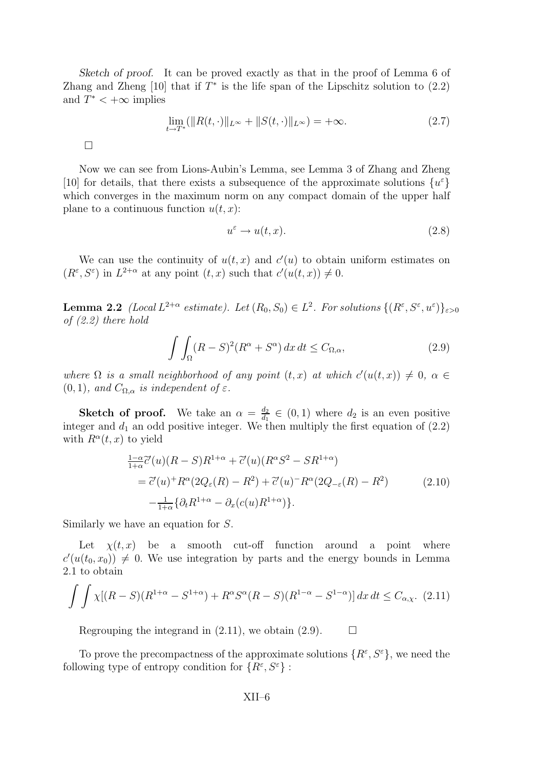*Sketch of proof.* It can be proved exactly as that in the proof of Lemma 6 of Zhang and Zheng [10] that if $T^*$ is the life span of the Lipschitz solution to (2.2) and $T^* < +\infty$ implies

$$\lim_{t \to T^*} (\|R(t,\cdot)\|_{L^\infty} + \|S(t,\cdot)\|_{L^\infty}) = +\infty. \tag{2.7}$$

□

Now we can see from Lions-Aubin's Lemma, see Lemma 3 of Zhang and Zheng [10] for details, that there exists a subsequence of the approximate solutions $\{u^\varepsilon\}$ which converges in the maximum norm on any compact domain of the upper half plane to a continuous function $u(t,x)$:

$$u^\varepsilon \to u(t,x). \tag{2.8}$$

We can use the continuity of $u(t,x)$ and $c'(u)$ to obtain uniform estimates on $(R^\varepsilon, S^\varepsilon)$ in $L^{2+\alpha}$ at any point $(t,x)$ such that $c'(u(t,x)) \neq 0$.

**Lemma 2.2** *(Local $L^{2+\alpha}$ estimate). Let $(R_0, S_0) \in L^2$. For solutions $\{(R^\varepsilon, S^\varepsilon, u^\varepsilon)\}_{\varepsilon>0}$ of (2.2) there hold*

$$\int\int_\Omega (R-S)^2(R^\alpha + S^\alpha)\, dx\, dt \leq C_{\Omega,\alpha}, \tag{2.9}$$

*where $\Omega$ is a small neighborhood of any point $(t,x)$ at which $c'(u(t,x)) \neq 0$, $\alpha \in (0,1)$, and $C_{\Omega,\alpha}$ is independent of $\varepsilon$.*

**Sketch of proof.** We take an $\alpha = \frac{d_2}{d_1} \in (0,1)$ where $d_2$ is an even positive integer and $d_1$ an odd positive integer. We then multiply the first equation of (2.2) with $R^\alpha(t,x)$ to yield

$$\begin{aligned}
&\tfrac{1-\alpha}{1+\alpha}\tilde{c}'(u)(R-S)R^{1+\alpha} + \tilde{c}'(u)(R^\alpha S^2 - SR^{1+\alpha}) \\
&= \tilde{c}'(u)^+ R^\alpha(2Q_\varepsilon(R) - R^2) + \tilde{c}'(u)^- R^\alpha(2Q_{-\varepsilon}(R) - R^2) \\
&\quad -\tfrac{1}{1+\alpha}\{\partial_t R^{1+\alpha} - \partial_x(c(u)R^{1+\alpha})\}.
\end{aligned} \tag{2.10}$$

Similarly we have an equation for $S$.

Let $\chi(t,x)$ be a smooth cut-off function around a point where $c'(u(t_0,x_0)) \neq 0$. We use integration by parts and the energy bounds in Lemma 2.1 to obtain

$$\int\int \chi[(R-S)(R^{1+\alpha} - S^{1+\alpha}) + R^\alpha S^\alpha (R-S)(R^{1-\alpha} - S^{1-\alpha})]\, dx\, dt \leq C_{\alpha,\chi}. \tag{2.11}$$

Regrouping the integrand in (2.11), we obtain (2.9). □

To prove the precompactness of the approximate solutions $\{R^\varepsilon, S^\varepsilon\}$, we need the following type of entropy condition for $\{R^\varepsilon, S^\varepsilon\}$ :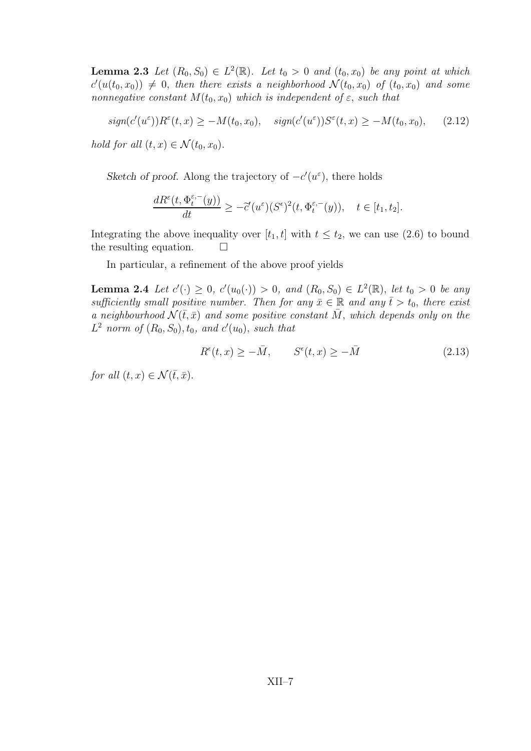**Lemma 2.3** *Let $(R_0, S_0) \in L^2(\mathbb{R})$. Let $t_0 > 0$ and $(t_0, x_0)$ be any point at which $c'(u(t_0, x_0)) \neq 0$, then there exists a neighborhood $\mathcal{N}(t_0, x_0)$ of $(t_0, x_0)$ and some nonnegative constant $M(t_0, x_0)$ which is independent of $\varepsilon$, such that*

$$sign(c'(u^\varepsilon))R^\varepsilon(t, x) \geq -M(t_0, x_0), \quad sign(c'(u^\varepsilon))S^\varepsilon(t, x) \geq -M(t_0, x_0), \tag{2.12}$$

*hold for all $(t, x) \in \mathcal{N}(t_0, x_0)$.*

*Sketch of proof.* Along the trajectory of $-c'(u^\varepsilon)$, there holds

$$\frac{dR^\varepsilon(t, \Phi_t^{\varepsilon,-}(y))}{dt} \geq -\widetilde{c}'(u^\varepsilon)(S^\epsilon)^2(t, \Phi_t^{\varepsilon,-}(y)), \quad t \in [t_1, t_2].$$

Integrating the above inequality over $[t_1, t]$ with $t \leq t_2$, we can use (2.6) to bound the resulting equation. $\square$

In particular, a refinement of the above proof yields

**Lemma 2.4** *Let $c'(\cdot) \geq 0$, $c'(u_0(\cdot)) > 0$, and $(R_0, S_0) \in L^2(\mathbb{R})$, let $t_0 > 0$ be any sufficiently small positive number. Then for any $\bar{x} \in \mathbb{R}$ and any $\bar{t} > t_0$, there exist a neighbourhood $\mathcal{N}(\bar{t}, \bar{x})$ and some positive constant $\bar{M}$, which depends only on the $L^2$ norm of $(R_0, S_0), t_0$, and $c'(u_0)$, such that*

$$R^\epsilon(t, x) \geq -\bar{M}, \qquad S^\epsilon(t, x) \geq -\bar{M} \tag{2.13}$$

*for all $(t, x) \in \mathcal{N}(\bar{t}, \bar{x})$.*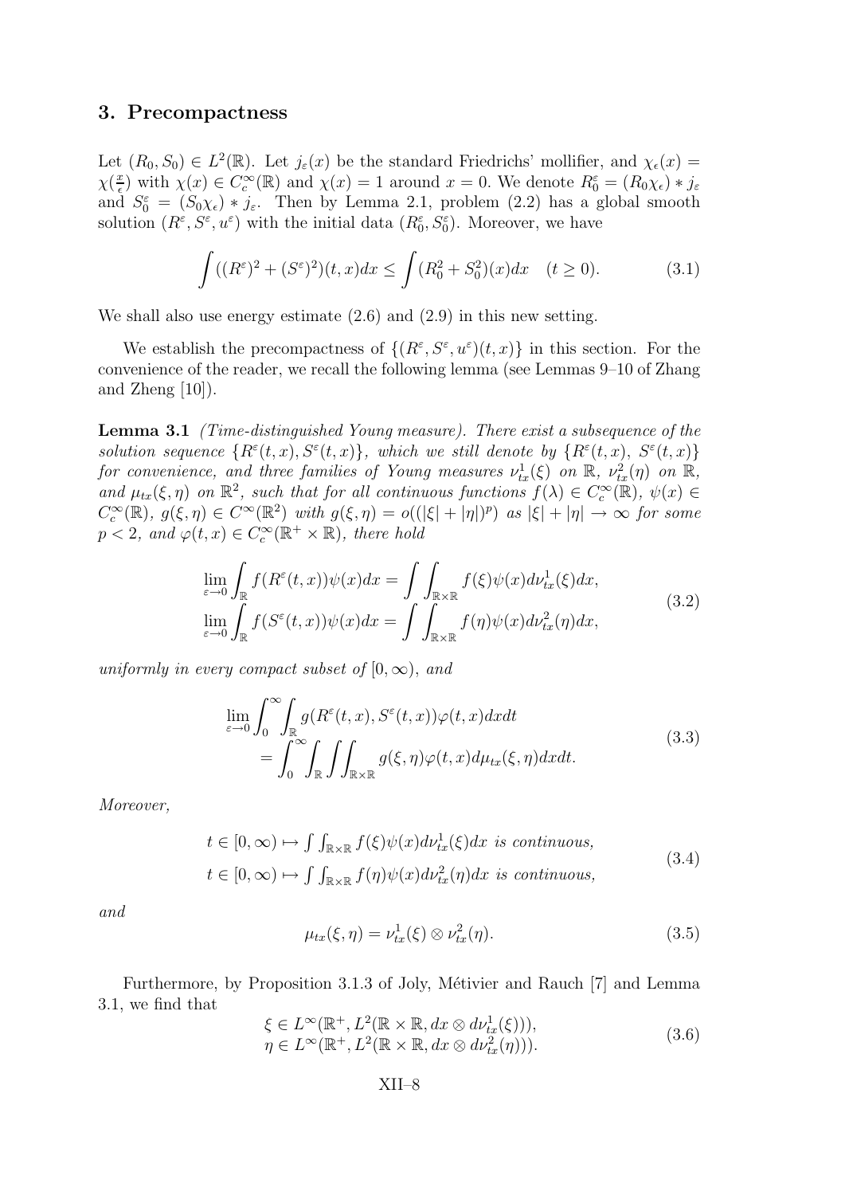## 3. Precompactness

Let $(R_0, S_0) \in L^2(\mathbb{R})$. Let $j_\varepsilon(x)$ be the standard Friedrichs' mollifier, and $\chi_\epsilon(x) = \chi(\frac{x}{\epsilon})$ with $\chi(x) \in C_c^\infty(\mathbb{R})$ and $\chi(x) = 1$ around $x = 0$. We denote $R_0^\varepsilon = (R_0\chi_\epsilon) * j_\varepsilon$ and $S_0^\varepsilon = (S_0\chi_\epsilon) * j_\varepsilon$. Then by Lemma 2.1, problem (2.2) has a global smooth solution $(R^\varepsilon, S^\varepsilon, u^\varepsilon)$ with the initial data $(R_0^\varepsilon, S_0^\varepsilon)$. Moreover, we have

$$\int ((R^\varepsilon)^2 + (S^\varepsilon)^2)(t,x)dx \leq \int (R_0^2 + S_0^2)(x)dx \quad (t \geq 0). \tag{3.1}$$

We shall also use energy estimate (2.6) and (2.9) in this new setting.

We establish the precompactness of $\{(R^\varepsilon, S^\varepsilon, u^\varepsilon)(t,x)\}$ in this section. For the convenience of the reader, we recall the following lemma (see Lemmas 9–10 of Zhang and Zheng [10]).

**Lemma 3.1** *(Time-distinguished Young measure). There exist a subsequence of the solution sequence $\{R^\varepsilon(t,x), S^\varepsilon(t,x)\}$, which we still denote by $\{R^\varepsilon(t,x), S^\varepsilon(t,x)\}$ for convenience, and three families of Young measures $\nu_{tx}^1(\xi)$ on $\mathbb{R}$, $\nu_{tx}^2(\eta)$ on $\mathbb{R}$, and $\mu_{tx}(\xi,\eta)$ on $\mathbb{R}^2$, such that for all continuous functions $f(\lambda) \in C_c^\infty(\mathbb{R})$, $\psi(x) \in C_c^\infty(\mathbb{R})$, $g(\xi,\eta) \in C^\infty(\mathbb{R}^2)$ with $g(\xi,\eta) = o((|\xi| + |\eta|)^p)$ as $|\xi| + |\eta| \to \infty$ for some $p < 2$, and $\varphi(t,x) \in C_c^\infty(\mathbb{R}^+ \times \mathbb{R})$, there hold*

$$\begin{aligned}
\lim_{\varepsilon\to 0}\int_{\mathbb{R}} f(R^\varepsilon(t,x))\psi(x)dx &= \int\int_{\mathbb{R}\times\mathbb{R}} f(\xi)\psi(x)d\nu_{tx}^1(\xi)dx, \\
\lim_{\varepsilon\to 0}\int_{\mathbb{R}} f(S^\varepsilon(t,x))\psi(x)dx &= \int\int_{\mathbb{R}\times\mathbb{R}} f(\eta)\psi(x)d\nu_{tx}^2(\eta)dx,
\end{aligned} \tag{3.2}$$

*uniformly in every compact subset of $[0,\infty)$, and*

$$\begin{aligned}
&\lim_{\varepsilon\to 0}\int_0^\infty\int_{\mathbb{R}} g(R^\varepsilon(t,x), S^\varepsilon(t,x))\varphi(t,x)dxdt \\
&\quad = \int_0^\infty\int_{\mathbb{R}}\int\int_{\mathbb{R}\times\mathbb{R}} g(\xi,\eta)\varphi(t,x)d\mu_{tx}(\xi,\eta)dxdt.
\end{aligned} \tag{3.3}$$

*Moreover,*

$$\begin{aligned}
&t \in [0,\infty) \mapsto \int\int_{\mathbb{R}\times\mathbb{R}} f(\xi)\psi(x)d\nu_{tx}^1(\xi)dx \text{ is continuous}, \\
&t \in [0,\infty) \mapsto \int\int_{\mathbb{R}\times\mathbb{R}} f(\eta)\psi(x)d\nu_{tx}^2(\eta)dx \text{ is continuous},
\end{aligned} \tag{3.4}$$

*and*

$$\mu_{tx}(\xi,\eta) = \nu_{tx}^1(\xi) \otimes \nu_{tx}^2(\eta). \tag{3.5}$$

Furthermore, by Proposition 3.1.3 of Joly, Métivier and Rauch [7] and Lemma 3.1, we find that

$$\begin{aligned}
\xi &\in L^\infty(\mathbb{R}^+, L^2(\mathbb{R}\times\mathbb{R}, dx \otimes d\nu_{tx}^1(\xi))), \\
\eta &\in L^\infty(\mathbb{R}^+, L^2(\mathbb{R}\times\mathbb{R}, dx \otimes d\nu_{tx}^2(\eta))).
\end{aligned} \tag{3.6}$$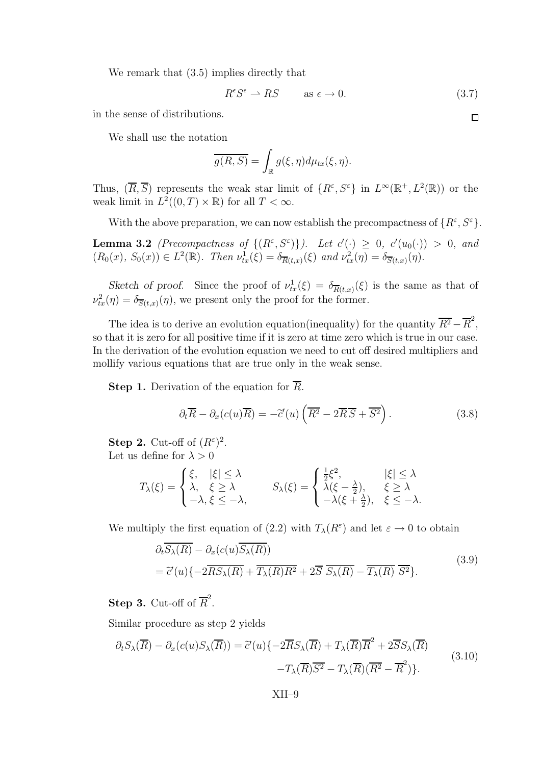We remark that (3.5) implies directly that

$$R^\epsilon S^\epsilon \rightharpoonup RS \qquad \text{as } \epsilon \to 0. \tag{3.7}$$

in the sense of distributions. □

We shall use the notation

$$\overline{g(R,S)} = \int_{\mathbb{R}} g(\xi,\eta) d\mu_{tx}(\xi,\eta).$$

Thus, $(\overline{R}, \overline{S})$ represents the weak star limit of $\{R^\varepsilon, S^\varepsilon\}$ in $L^\infty(\mathbb{R}^+, L^2(\mathbb{R}))$ or the weak limit in $L^2((0,T)\times\mathbb{R})$ for all $T < \infty$.

With the above preparation, we can now establish the precompactness of $\{R^\varepsilon, S^\varepsilon\}$.

**Lemma 3.2** *(Precompactness of $\{(R^\varepsilon, S^\varepsilon)\}$). Let $c'(\cdot) \geq 0$, $c'(u_0(\cdot)) > 0$, and $(R_0(x),\ S_0(x)) \in L^2(\mathbb{R})$. Then $\nu^1_{tx}(\xi) = \delta_{\overline{R}(t,x)}(\xi)$ and $\nu^2_{tx}(\eta) = \delta_{\overline{S}(t,x)}(\eta)$.*

*Sketch of proof.* Since the proof of $\nu^1_{tx}(\xi) = \delta_{\overline{R}(t,x)}(\xi)$ is the same as that of $\nu^2_{tx}(\eta) = \delta_{\overline{S}(t,x)}(\eta)$, we present only the proof for the former.

The idea is to derive an evolution equation(inequality) for the quantity $\overline{R^2} - \overline{R}^2$, so that it is zero for all positive time if it is zero at time zero which is true in our case. In the derivation of the evolution equation we need to cut off desired multipliers and mollify various equations that are true only in the weak sense.

**Step 1.** Derivation of the equation for $\overline{R}$.

$$\partial_t \overline{R} - \partial_x (c(u)\overline{R}) = -\widetilde{c}'(u)\left(\overline{R^2} - 2\overline{R}\,\overline{S} + \overline{S^2}\right). \tag{3.8}$$

**Step 2.** Cut-off of $(R^\varepsilon)^2$.
Let us define for $\lambda > 0$

$$T_\lambda(\xi) = \begin{cases} \xi, & |\xi| \leq \lambda \\ \lambda, & \xi \geq \lambda \\ -\lambda, & \xi \leq -\lambda, \end{cases} \qquad S_\lambda(\xi) = \begin{cases} \frac{1}{2}\xi^2, & |\xi| \leq \lambda \\ \lambda(\xi - \frac{\lambda}{2}), & \xi \geq \lambda \\ -\lambda(\xi + \frac{\lambda}{2}), & \xi \leq -\lambda. \end{cases}$$

We multiply the first equation of (2.2) with $T_\lambda(R^\varepsilon)$ and let $\varepsilon \to 0$ to obtain

$$\begin{aligned} &\partial_t \overline{S_\lambda(R)} - \partial_x (c(u)\overline{S_\lambda(R)}) \\ &= \widetilde{c}'(u)\{-2\overline{RS_\lambda(R)} + \overline{T_\lambda(R)R^2} + 2\overline{S}\ \overline{S_\lambda(R)} - \overline{T_\lambda(R)}\ \overline{S^2}\}. \end{aligned} \tag{3.9}$$

**Step 3.** Cut-off of $\overline{R}^2$.

Similar procedure as step 2 yields

$$\begin{aligned} \partial_t S_\lambda(\overline{R}) - \partial_x (c(u)S_\lambda(\overline{R})) = \widetilde{c}'(u)\{&-2\overline{R}S_\lambda(\overline{R}) + T_\lambda(\overline{R})\overline{R}^2 + 2\overline{S}S_\lambda(\overline{R}) \\ &- T_\lambda(\overline{R})\overline{S^2} - T_\lambda(\overline{R})(\overline{R^2} - \overline{R}^2)\}. \end{aligned} \tag{3.10}$$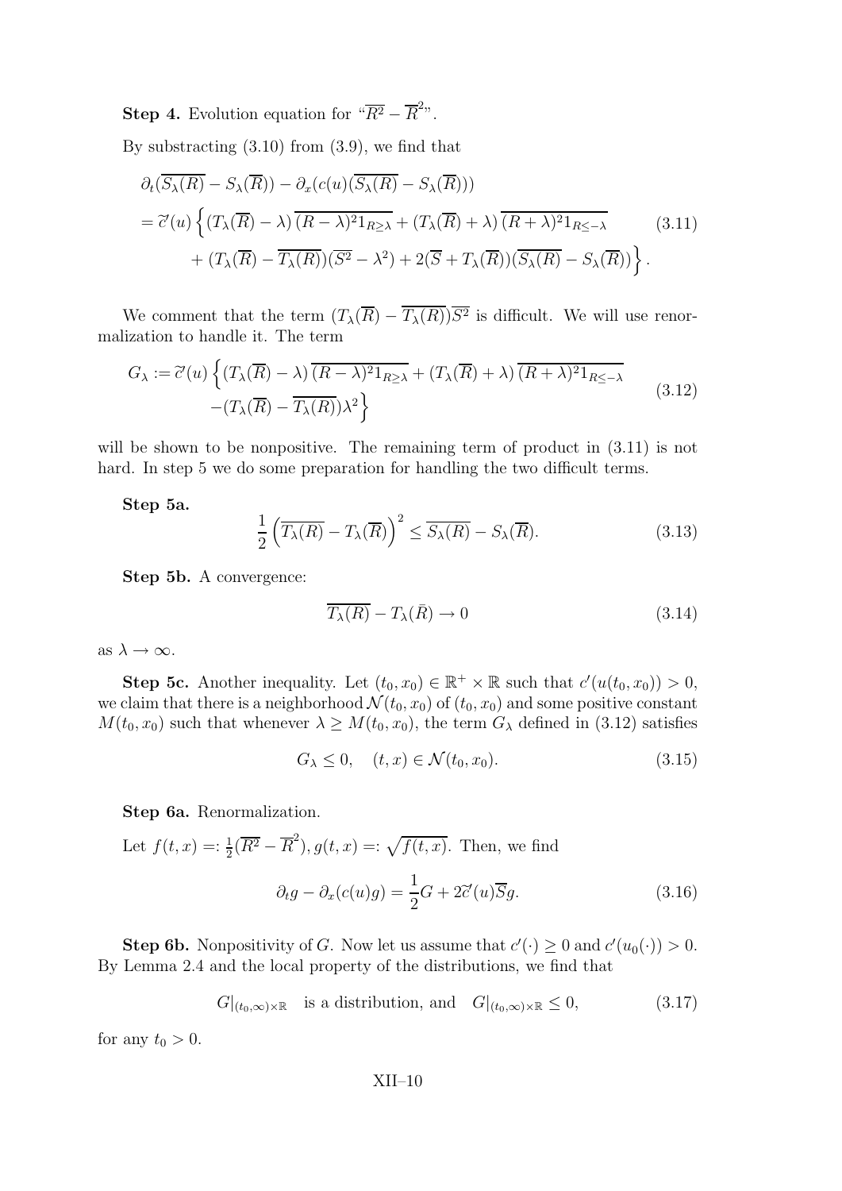**Step 4.** Evolution equation for "$\overline{R^2} - \overline{R}^2$".

By substracting (3.10) from (3.9), we find that

$$
\begin{aligned}
&\partial_t(\overline{S_\lambda(R)} - S_\lambda(\overline{R})) - \partial_x(c(u)(\overline{S_\lambda(R)} - S_\lambda(\overline{R}))) \\
&= \widetilde{c}'(u)\Big\{(T_\lambda(\overline{R}) - \lambda)\,\overline{(R-\lambda)^2 1_{R\geq\lambda}} + (T_\lambda(\overline{R}) + \lambda)\,\overline{(R+\lambda)^2 1_{R\leq-\lambda}} \\
&\quad + (T_\lambda(\overline{R}) - \overline{T_\lambda(R)})(\overline{S^2} - \lambda^2) + 2(\overline{S} + T_\lambda(\overline{R}))(\overline{S_\lambda(R)} - S_\lambda(\overline{R}))\Big\}.
\end{aligned}
\tag{3.11}
$$

We comment that the term $(T_\lambda(\overline{R}) - \overline{T_\lambda(R)})\overline{S^2}$ is difficult. We will use renormalization to handle it. The term

$$
\begin{aligned}
G_\lambda := \widetilde{c}'(u)\Big\{&(T_\lambda(\overline{R}) - \lambda)\,\overline{(R-\lambda)^2 1_{R\geq\lambda}} + (T_\lambda(\overline{R}) + \lambda)\,\overline{(R+\lambda)^2 1_{R\leq-\lambda}} \\
&-(T_\lambda(\overline{R}) - \overline{T_\lambda(R)})\lambda^2\Big\}
\end{aligned}
\tag{3.12}
$$

will be shown to be nonpositive. The remaining term of product in (3.11) is not hard. In step 5 we do some preparation for handling the two difficult terms.

**Step 5a.**

$$
\frac{1}{2}\left(\overline{T_\lambda(R)} - T_\lambda(\overline{R})\right)^2 \leq \overline{S_\lambda(R)} - S_\lambda(\overline{R}). \tag{3.13}
$$

**Step 5b.** A convergence:

$$
\overline{T_\lambda(R)} - T_\lambda(\bar{R}) \to 0 \tag{3.14}
$$

as $\lambda \to \infty$.

**Step 5c.** Another inequality. Let $(t_0, x_0) \in \mathbb{R}^+ \times \mathbb{R}$ such that $c'(u(t_0, x_0)) > 0$, we claim that there is a neighborhood $\mathcal{N}(t_0, x_0)$ of $(t_0, x_0)$ and some positive constant $M(t_0, x_0)$ such that whenever $\lambda \geq M(t_0, x_0)$, the term $G_\lambda$ defined in (3.12) satisfies

$$
G_\lambda \leq 0, \quad (t, x) \in \mathcal{N}(t_0, x_0). \tag{3.15}
$$

**Step 6a.** Renormalization.

Let $f(t, x) =: \frac{1}{2}(\overline{R^2} - \overline{R}^2)$, $g(t, x) =: \sqrt{f(t, x)}$. Then, we find

$$
\partial_t g - \partial_x(c(u)g) = \frac{1}{2}G + 2\widetilde{c}'(u)\overline{S}g. \tag{3.16}
$$

**Step 6b.** Nonpositivity of $G$. Now let us assume that $c'(\cdot) \geq 0$ and $c'(u_0(\cdot)) > 0$. By Lemma 2.4 and the local property of the distributions, we find that

$$
G|_{(t_0,\infty)\times\mathbb{R}} \quad \text{is a distribution, and} \quad G|_{(t_0,\infty)\times\mathbb{R}} \leq 0, \tag{3.17}
$$

for any $t_0 > 0$.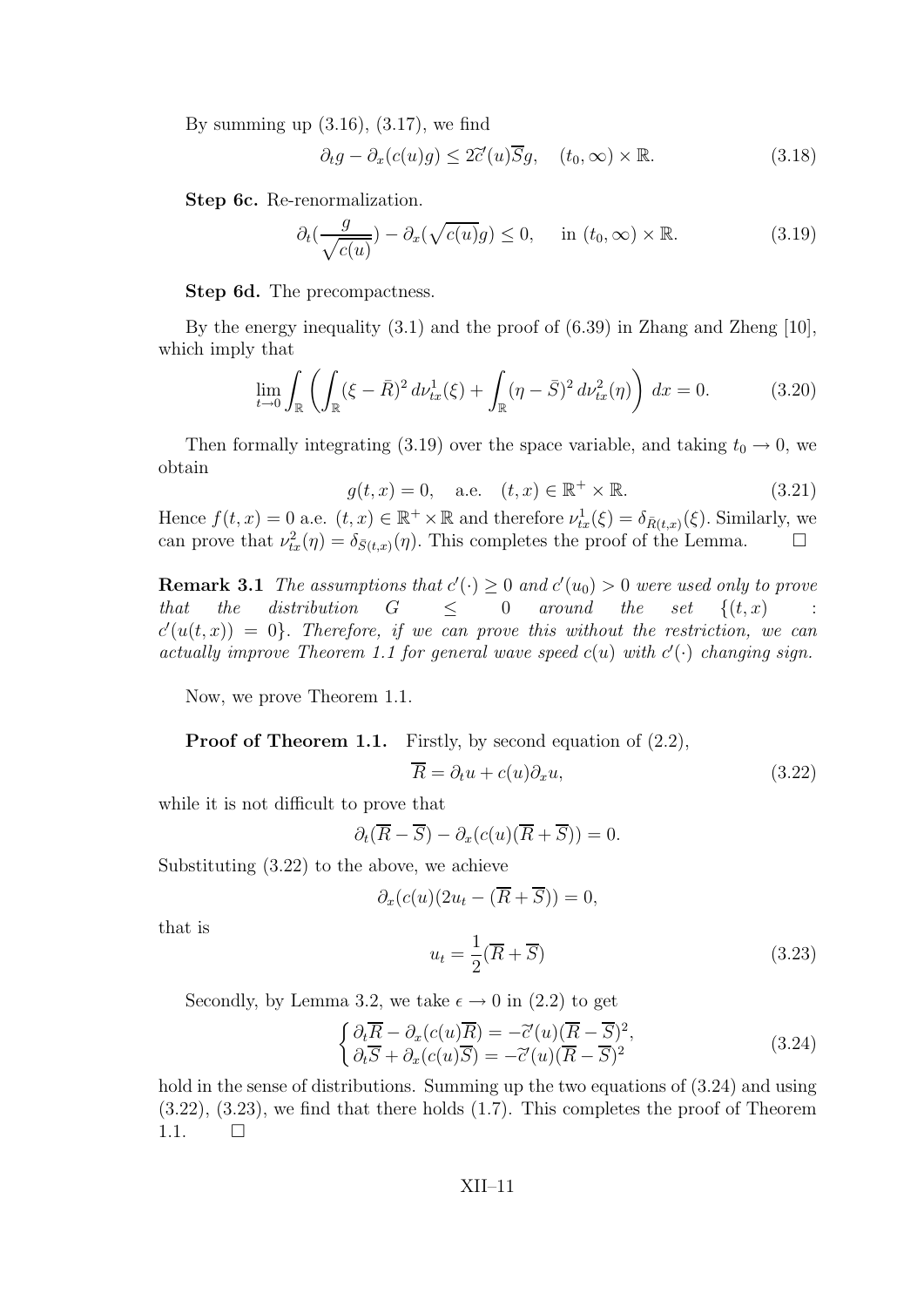By summing up (3.16), (3.17), we find

$$\partial_t g - \partial_x(c(u)g) \le 2\widetilde{c}'(u)\overline{S}g, \quad (t_0, \infty)\times\mathbb{R}. \tag{3.18}$$

**Step 6c.** Re-renormalization.

$$\partial_t\Big(\frac{g}{\sqrt{c(u)}}\Big) - \partial_x(\sqrt{c(u)}g) \le 0, \quad \text{in } (t_0,\infty)\times\mathbb{R}. \tag{3.19}$$

**Step 6d.** The precompactness.

By the energy inequality (3.1) and the proof of (6.39) in Zhang and Zheng [10], which imply that

$$\lim_{t\to 0}\int_{\mathbb{R}}\left(\int_{\mathbb{R}}(\xi-\bar{R})^2\,d\nu^1_{tx}(\xi) + \int_{\mathbb{R}}(\eta-\bar{S})^2\,d\nu^2_{tx}(\eta)\right)\,dx = 0. \tag{3.20}$$

Then formally integrating (3.19) over the space variable, and taking $t_0 \to 0$, we obtain

$$g(t,x) = 0, \quad \text{a.e.} \quad (t,x)\in\mathbb{R}^+\times\mathbb{R}. \tag{3.21}$$

Hence $f(t,x)=0$ a.e. $(t,x)\in\mathbb{R}^+\times\mathbb{R}$ and therefore $\nu^1_{tx}(\xi)=\delta_{\bar{R}(t,x)}(\xi)$. Similarly, we can prove that $\nu^2_{tx}(\eta)=\delta_{\bar{S}(t,x)}(\eta)$. This completes the proof of the Lemma. □

**Remark 3.1** *The assumptions that $c'(\cdot)\ge 0$ and $c'(u_0)>0$ were used only to prove that the distribution $G \le 0$ around the set $\{(t,x) : c'(u(t,x))=0\}$. Therefore, if we can prove this without the restriction, we can actually improve Theorem 1.1 for general wave speed $c(u)$ with $c'(\cdot)$ changing sign.*

Now, we prove Theorem 1.1.

**Proof of Theorem 1.1.** Firstly, by second equation of (2.2),

$$\overline{R} = \partial_t u + c(u)\partial_x u, \tag{3.22}$$

while it is not difficult to prove that

$$\partial_t(\overline{R}-\overline{S}) - \partial_x(c(u)(\overline{R}+\overline{S})) = 0.$$

Substituting (3.22) to the above, we achieve

$$\partial_x(c(u)(2u_t - (\overline{R}+\overline{S})) = 0,$$

that is

$$u_t = \frac{1}{2}(\overline{R}+\overline{S}) \tag{3.23}$$

Secondly, by Lemma 3.2, we take $\epsilon\to 0$ in (2.2) to get

$$\begin{cases} \partial_t\overline{R} - \partial_x(c(u)\overline{R}) = -\widetilde{c}'(u)(\overline{R}-\overline{S})^2, \\ \partial_t\overline{S} + \partial_x(c(u)\overline{S}) = -\widetilde{c}'(u)(\overline{R}-\overline{S})^2 \end{cases} \tag{3.24}$$

hold in the sense of distributions. Summing up the two equations of (3.24) and using (3.22), (3.23), we find that there holds (1.7). This completes the proof of Theorem 1.1. □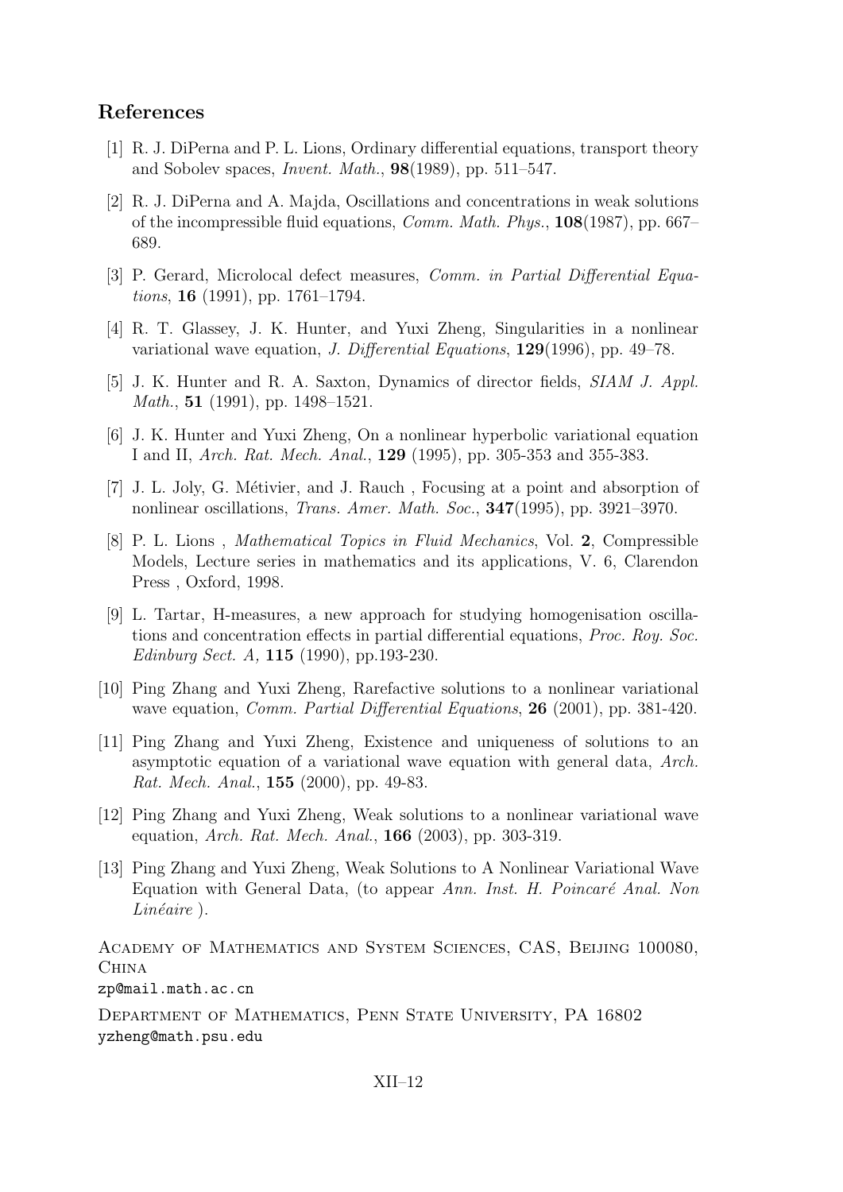## References

[1] R. J. DiPerna and P. L. Lions, Ordinary differential equations, transport theory and Sobolev spaces, *Invent. Math.*, **98**(1989), pp. 511–547.

[2] R. J. DiPerna and A. Majda, Oscillations and concentrations in weak solutions of the incompressible fluid equations, *Comm. Math. Phys.*, **108**(1987), pp. 667–689.

[3] P. Gerard, Microlocal defect measures, *Comm. in Partial Differential Equations*, **16** (1991), pp. 1761–1794.

[4] R. T. Glassey, J. K. Hunter, and Yuxi Zheng, Singularities in a nonlinear variational wave equation, *J. Differential Equations*, **129**(1996), pp. 49–78.

[5] J. K. Hunter and R. A. Saxton, Dynamics of director fields, *SIAM J. Appl. Math.*, **51** (1991), pp. 1498–1521.

[6] J. K. Hunter and Yuxi Zheng, On a nonlinear hyperbolic variational equation I and II, *Arch. Rat. Mech. Anal.*, **129** (1995), pp. 305-353 and 355-383.

[7] J. L. Joly, G. Métivier, and J. Rauch , Focusing at a point and absorption of nonlinear oscillations, *Trans. Amer. Math. Soc.*, **347**(1995), pp. 3921–3970.

[8] P. L. Lions , *Mathematical Topics in Fluid Mechanics*, Vol. **2**, Compressible Models, Lecture series in mathematics and its applications, V. 6, Clarendon Press , Oxford, 1998.

[9] L. Tartar, H-measures, a new approach for studying homogenisation oscillations and concentration effects in partial differential equations, *Proc. Roy. Soc. Edinburg Sect. A,* **115** (1990), pp.193-230.

[10] Ping Zhang and Yuxi Zheng, Rarefactive solutions to a nonlinear variational wave equation, *Comm. Partial Differential Equations*, **26** (2001), pp. 381-420.

[11] Ping Zhang and Yuxi Zheng, Existence and uniqueness of solutions to an asymptotic equation of a variational wave equation with general data, *Arch. Rat. Mech. Anal.*, **155** (2000), pp. 49-83.

[12] Ping Zhang and Yuxi Zheng, Weak solutions to a nonlinear variational wave equation, *Arch. Rat. Mech. Anal.*, **166** (2003), pp. 303-319.

[13] Ping Zhang and Yuxi Zheng, Weak Solutions to A Nonlinear Variational Wave Equation with General Data, (to appear *Ann. Inst. H. Poincaré Anal. Non Linéaire* ).

Academy of Mathematics and System Sciences, CAS, Beijing 100080, China
zp@mail.math.ac.cn

Department of Mathematics, Penn State University, PA 16802
yzheng@math.psu.edu